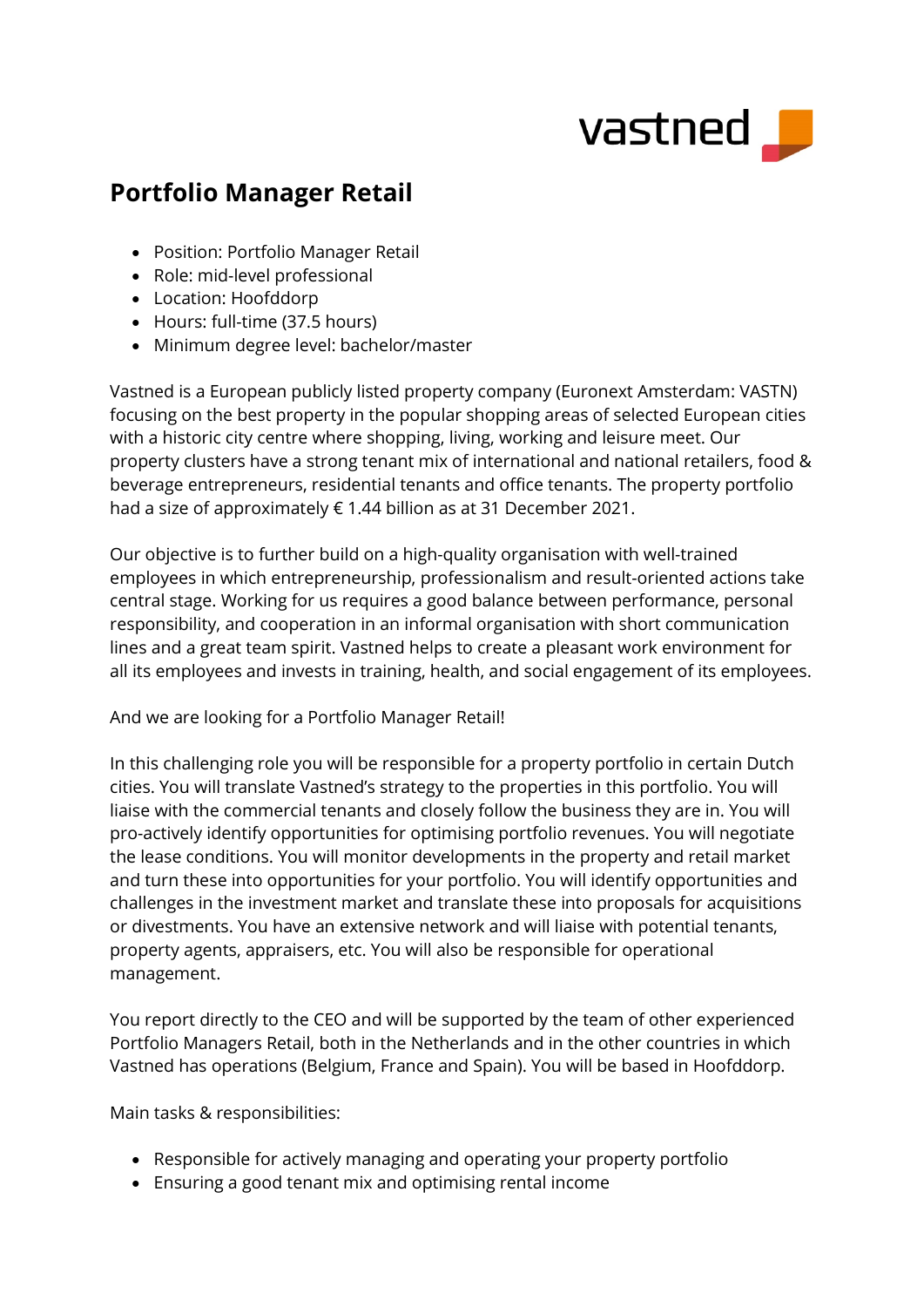# Portfolio Manager Retail

- Position: Portfolio Manager Retail
- Role: mid-level professional
- Location: Hoofddorp
- Hours: full-time (37.5 hours)
- Minimum degree level: bachelor/master

Vastned is a European publicly listed property company (Euronext Amsterdam: VASTN) focusing on the best property in the popular shopping areas of selected European cities with a historic city centre where shopping, living, working and leisure meet. Our property clusters have a strong tenant mix of international and national retailers, food & beverage entrepreneurs, residential tenants and office tenants. The property portfolio had a size of approximately € 1.44 billion as at 31 December 2021.

Our objective is to further build on a high-quality organisation with well-trained employees in which entrepreneurship, professionalism and result-oriented actions take central stage. Working for us requires a good balance between performance, personal responsibility, and cooperation in an informal organisation with short communication lines and a great team spirit. Vastned helps to create a pleasant work environment for all its employees and invests in training, health, and social engagement of its employees.

And we are looking for a Portfolio Manager Retail!

In this challenging role you will be responsible for a property portfolio in certain Dutch cities. You will translate Vastned's strategy to the properties in this portfolio. You will liaise with the commercial tenants and closely follow the business they are in. You will pro-actively identify opportunities for optimising portfolio revenues. You will negotiate the lease conditions. You will monitor developments in the property and retail market and turn these into opportunities for your portfolio. You will identify opportunities and challenges in the investment market and translate these into proposals for acquisitions or divestments. You have an extensive network and will liaise with potential tenants, property agents, appraisers, etc. You will also be responsible for operational management.

You report directly to the CEO and will be supported by the team of other experienced Portfolio Managers Retail, both in the Netherlands and in the other countries in which Vastned has operations (Belgium, France and Spain). You will be based in Hoofddorp.

Main tasks & responsibilities:

- Responsible for actively managing and operating your property portfolio
- Ensuring a good tenant mix and optimising rental income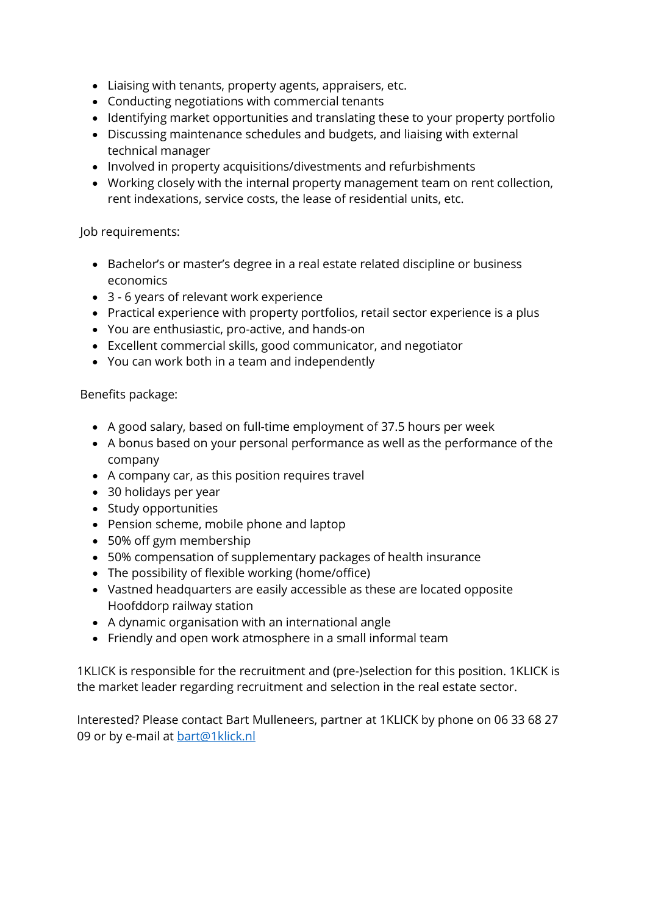- Liaising with tenants, property agents, appraisers, etc.
- Conducting negotiations with commercial tenants
- Identifying market opportunities and translating these to your property portfolio
- Discussing maintenance schedules and budgets, and liaising with external technical manager
- Involved in property acquisitions/divestments and refurbishments
- Working closely with the internal property management team on rent collection, rent indexations, service costs, the lease of residential units, etc.

Job requirements:

- Bachelor's or master's degree in a real estate related discipline or business economics
- 3 - 6 years of relevant work experience
- Practical experience with property portfolios, retail sector experience is a plus
- You are enthusiastic, pro-active, and hands-on
- Excellent commercial skills, good communicator, and negotiator
- You can work both in a team and independently

Benefits package:

- A good salary, based on full-time employment of 37.5 hours per week
- A bonus based on your personal performance as well as the performance of the company
- A company car, as this position requires travel
- 30 holidays per year
- Study opportunities
- Pension scheme, mobile phone and laptop
- 50% off gym membership
- 50% compensation of supplementary packages of health insurance
- The possibility of flexible working (home/office)
- Vastned headquarters are easily accessible as these are located opposite Hoofddorp railway station
- A dynamic organisation with an international angle
- Friendly and open work atmosphere in a small informal team

1KLICK is responsible for the recruitment and (pre-)selection for this position. 1KLICK is the market leader regarding recruitment and selection in the real estate sector.

Interested? Please contact Bart Mulleneers, partner at 1KLICK by phone on 06 33 68 27 09 or by e-mail at [bart@1klick.nl](mailto:bart@1klick.nl)